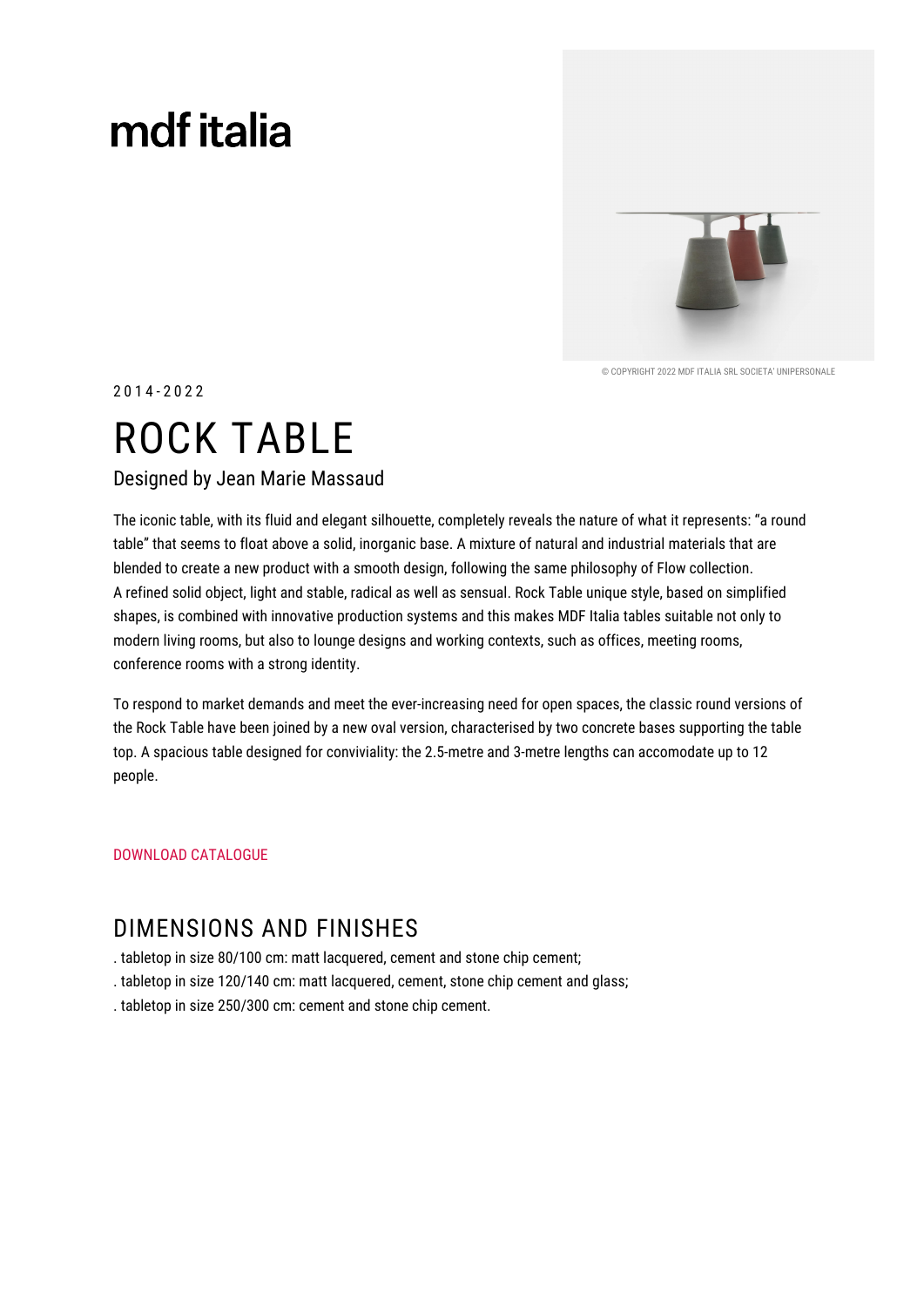mdf italia

© COPYRIGHT 2022 MDF ITALIA SRL SOCIETA' UNIPERSONALE

2014-2022

# ROCK TABLE

Designed by Jean Marie Massaud

The iconic table, with its fluid and elegant silhouette, completely reveals the nature of what it represents: "a round table" that seems to float above a solid, inorganic base. A mixture of natural and industrial materials that are blended to create a new product with a smooth design, following the same philosophy of Flow collection.
A refined solid object, light and stable, radical as well as sensual. Rock Table unique style, based on simplified shapes, is combined with innovative production systems and this makes MDF Italia tables suitable not only to modern living rooms, but also to lounge designs and working contexts, such as offices, meeting rooms, conference rooms with a strong identity.

To respond to market demands and meet the ever-increasing need for open spaces, the classic round versions of the Rock Table have been joined by a new oval version, characterised by two concrete bases supporting the table top. A spacious table designed for conviviality: the 2.5-metre and 3-metre lengths can accomodate up to 12 people.

DOWNLOAD CATALOGUE

## DIMENSIONS AND FINISHES

. tabletop in size 80/100 cm: matt lacquered, cement and stone chip cement;
. tabletop in size 120/140 cm: matt lacquered, cement, stone chip cement and glass;
. tabletop in size 250/300 cm: cement and stone chip cement.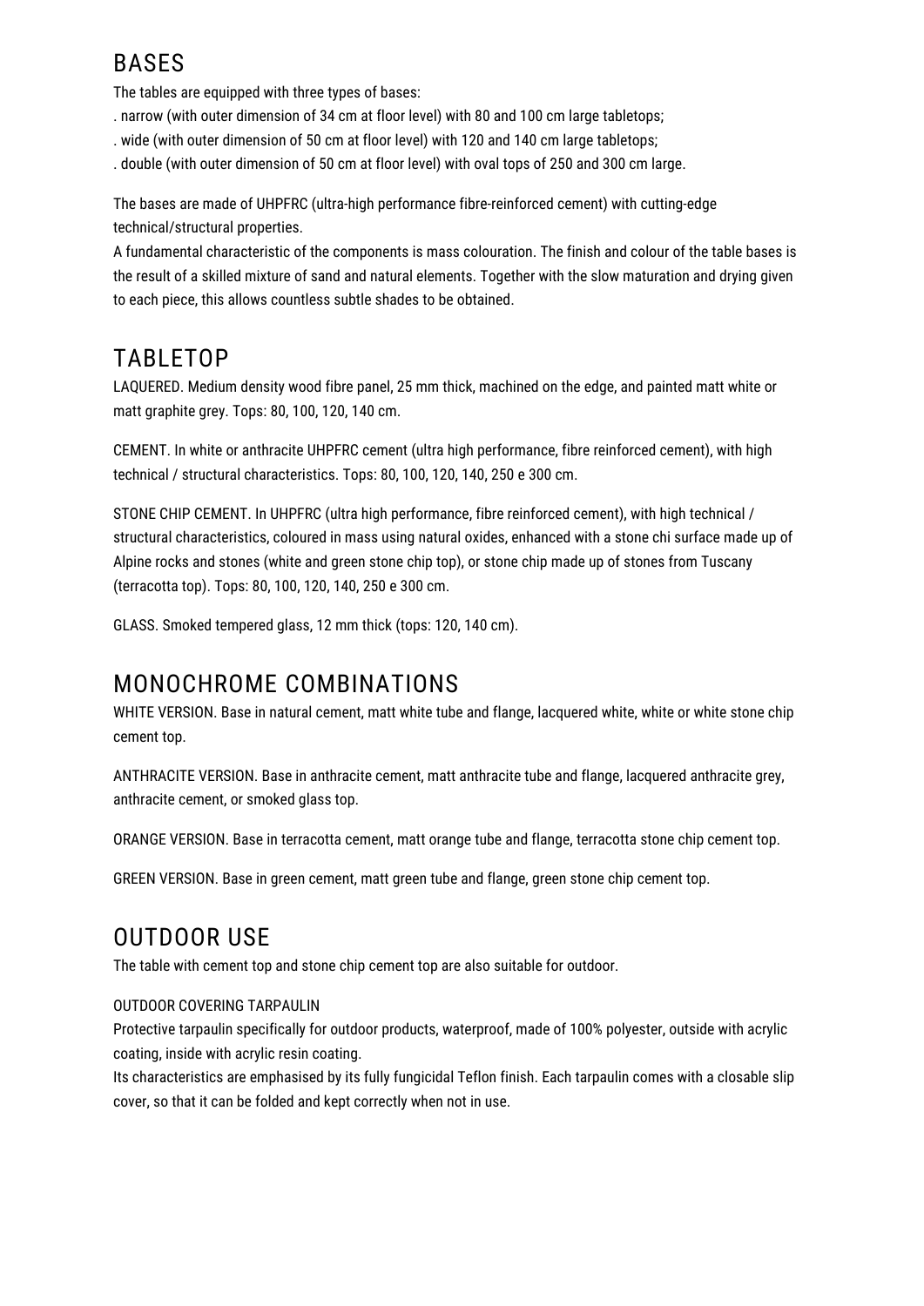## BASES

The tables are equipped with three types of bases:

. narrow (with outer dimension of 34 cm at floor level) with 80 and 100 cm large tabletops;

. wide (with outer dimension of 50 cm at floor level) with 120 and 140 cm large tabletops;

. double (with outer dimension of 50 cm at floor level) with oval tops of 250 and 300 cm large.

The bases are made of UHPFRC (ultra-high performance fibre-reinforced cement) with cutting-edge technical/structural properties.

A fundamental characteristic of the components is mass colouration. The finish and colour of the table bases is the result of a skilled mixture of sand and natural elements. Together with the slow maturation and drying given to each piece, this allows countless subtle shades to be obtained.

## TABLETOP

LAQUERED. Medium density wood fibre panel, 25 mm thick, machined on the edge, and painted matt white or matt graphite grey. Tops: 80, 100, 120, 140 cm.

CEMENT. In white or anthracite UHPFRC cement (ultra high performance, fibre reinforced cement), with high technical / structural characteristics. Tops: 80, 100, 120, 140, 250 e 300 cm.

STONE CHIP CEMENT. In UHPFRC (ultra high performance, fibre reinforced cement), with high technical / structural characteristics, coloured in mass using natural oxides, enhanced with a stone chi surface made up of Alpine rocks and stones (white and green stone chip top), or stone chip made up of stones from Tuscany (terracotta top). Tops: 80, 100, 120, 140, 250 e 300 cm.

GLASS. Smoked tempered glass, 12 mm thick (tops: 120, 140 cm).

## MONOCHROME COMBINATIONS

WHITE VERSION. Base in natural cement, matt white tube and flange, lacquered white, white or white stone chip cement top.

ANTHRACITE VERSION. Base in anthracite cement, matt anthracite tube and flange, lacquered anthracite grey, anthracite cement, or smoked glass top.

ORANGE VERSION. Base in terracotta cement, matt orange tube and flange, terracotta stone chip cement top.

GREEN VERSION. Base in green cement, matt green tube and flange, green stone chip cement top.

## OUTDOOR USE

The table with cement top and stone chip cement top are also suitable for outdoor.

OUTDOOR COVERING TARPAULIN

Protective tarpaulin specifically for outdoor products, waterproof, made of 100% polyester, outside with acrylic coating, inside with acrylic resin coating.

Its characteristics are emphasised by its fully fungicidal Teflon finish. Each tarpaulin comes with a closable slip cover, so that it can be folded and kept correctly when not in use.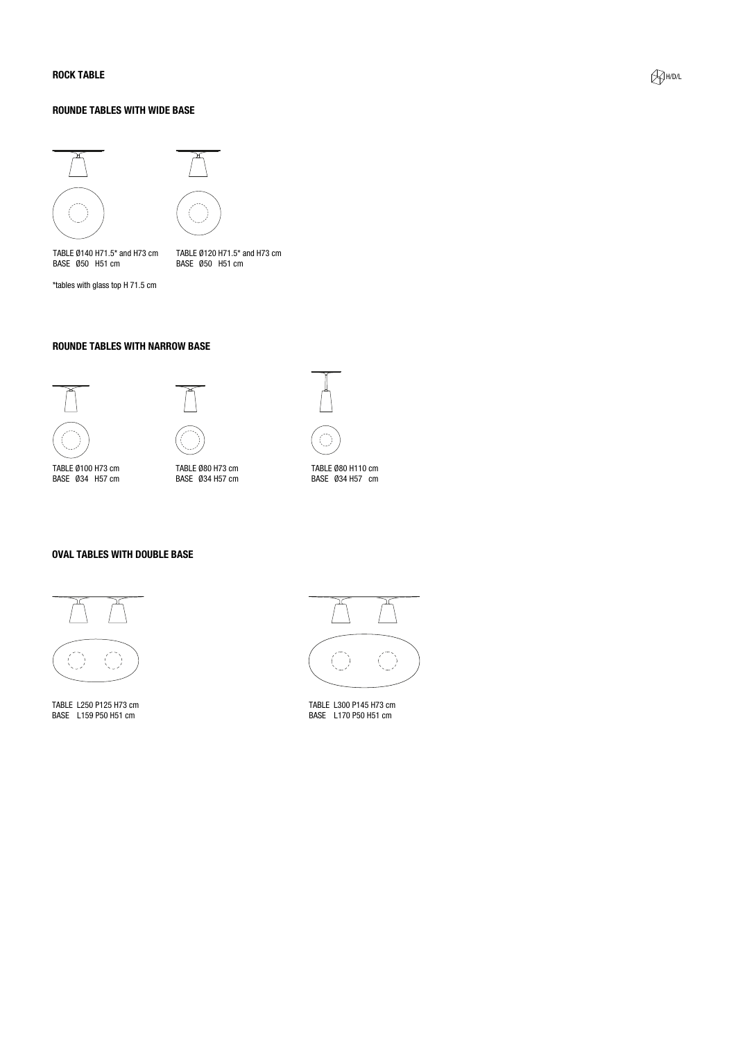# ROCK TABLE

H/D/L

## ROUNDE TABLES WITH WIDE BASE

TABLE Ø140 H71.5* and H73 cm
BASE Ø50 H51 cm

TABLE Ø120 H71.5* and H73 cm
BASE Ø50 H51 cm

*tables with glass top H 71.5 cm

## ROUNDE TABLES WITH NARROW BASE

TABLE Ø100 H73 cm
BASE Ø34 H57 cm

TABLE Ø80 H73 cm
BASE Ø34 H57 cm

TABLE Ø80 H110 cm
BASE Ø34 H57 cm

## OVAL TABLES WITH DOUBLE BASE

TABLE L250 P125 H73 cm
BASE L159 P50 H51 cm

TABLE L300 P145 H73 cm
BASE L170 P50 H51 cm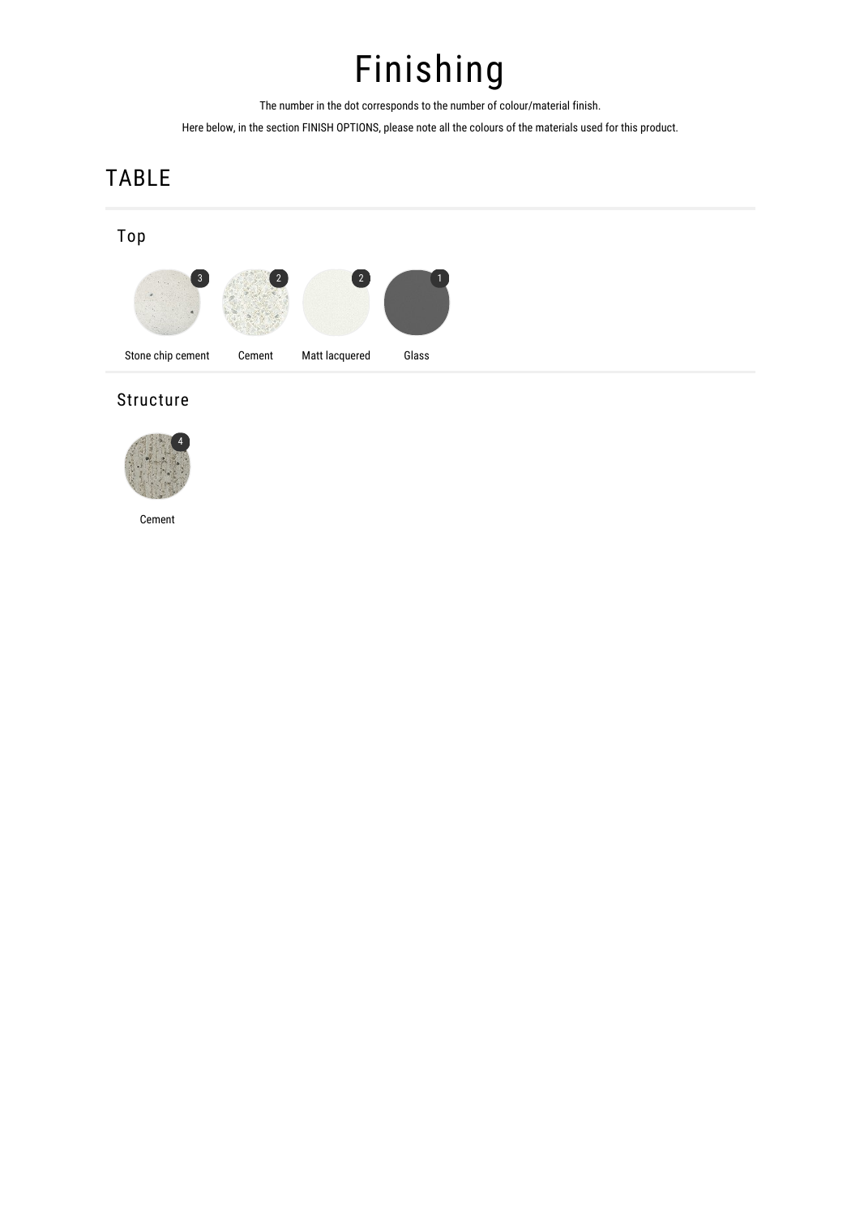# Finishing

The number in the dot corresponds to the number of colour/material finish.

Here below, in the section FINISH OPTIONS, please note all the colours of the materials used for this product.

## TABLE

### Top

- Stone chip cement (3)
- Cement (2)
- Matt lacquered (2)
- Glass (1)

### Structure

- Cement (4)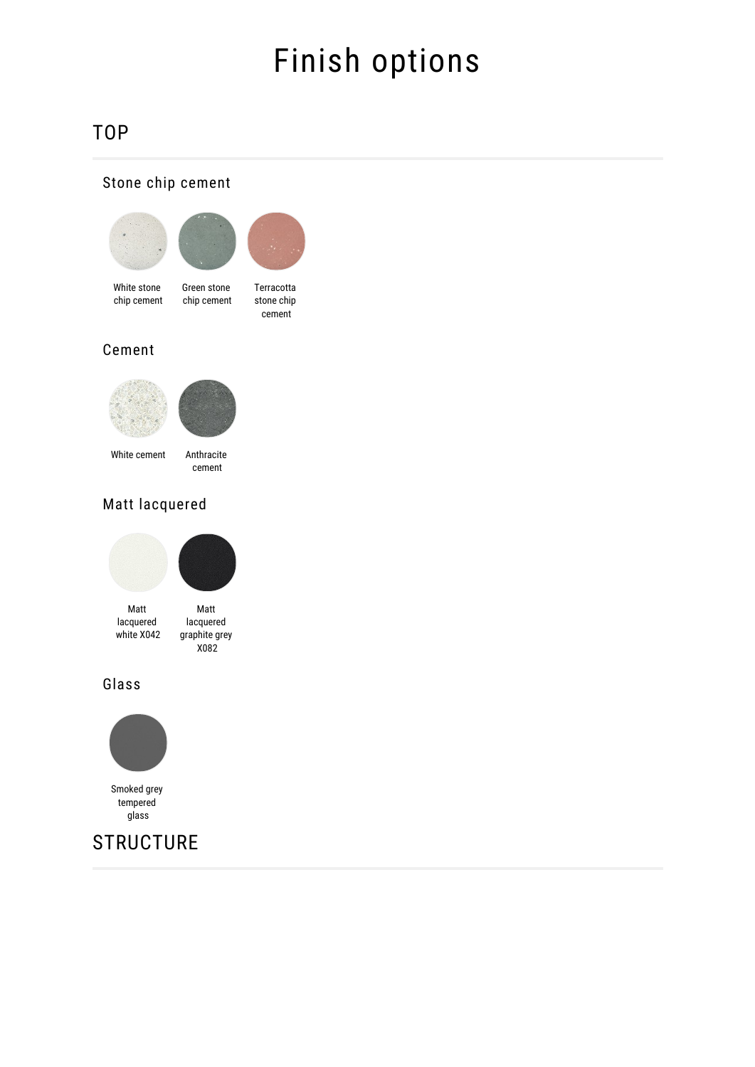# Finish options

## TOP

### Stone chip cement

White stone chip cement

Green stone chip cement

Terracotta stone chip cement

### Cement

White cement

Anthracite cement

### Matt lacquered

Matt lacquered white X042

Matt lacquered graphite grey X082

### Glass

Smoked grey tempered glass

## STRUCTURE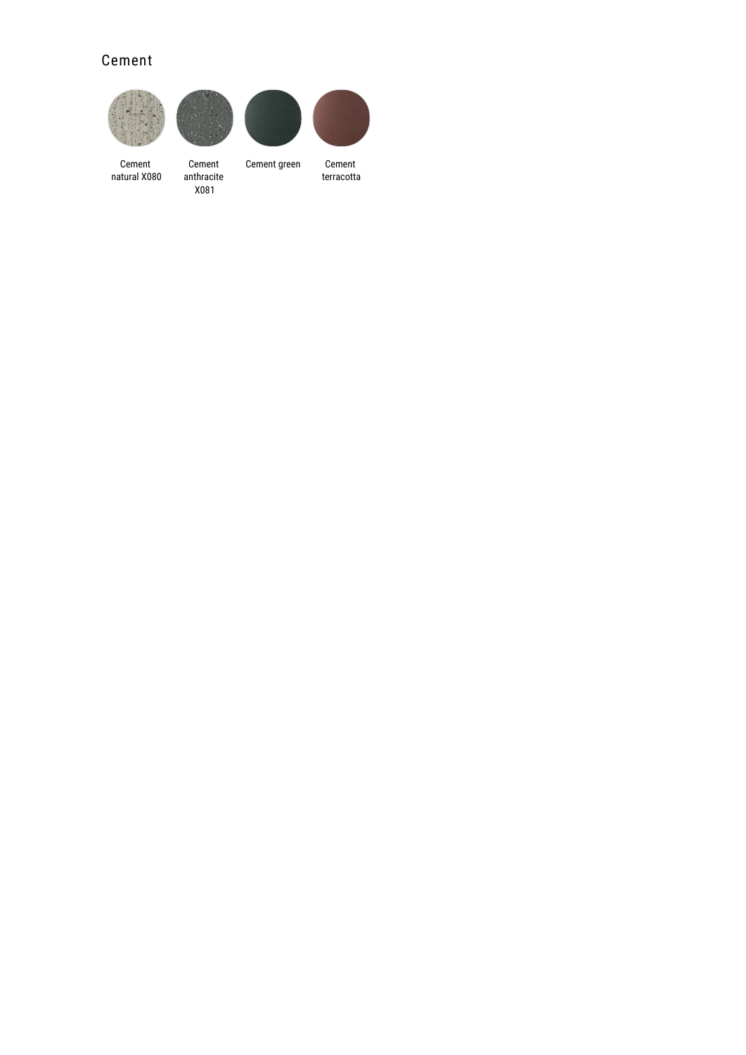## Cement

Cement natural X080

Cement anthracite X081

Cement green

Cement terracotta